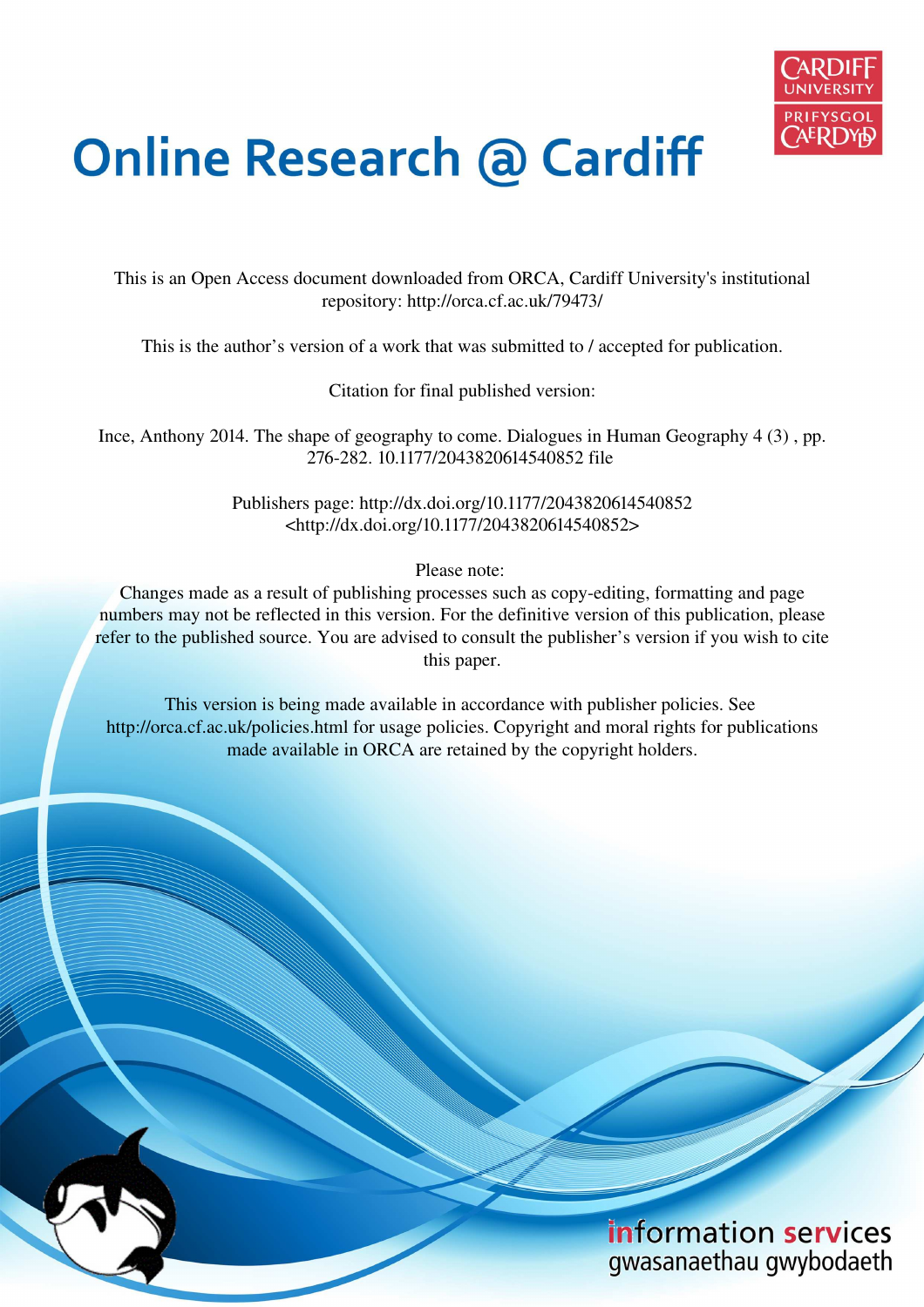# Online Research @ Cardiff

This is an Open Access document downloaded from ORCA, Cardiff University's institutional repository: http://orca.cf.ac.uk/79473/

This is the author's version of a work that was submitted to / accepted for publication.

Citation for final published version:

Ince, Anthony 2014. The shape of geography to come. Dialogues in Human Geography 4 (3) , pp. 276-282. 10.1177/2043820614540852 file

Publishers page: http://dx.doi.org/10.1177/2043820614540852 <http://dx.doi.org/10.1177/2043820614540852>

Please note:
Changes made as a result of publishing processes such as copy-editing, formatting and page numbers may not be reflected in this version. For the definitive version of this publication, please refer to the published source. You are advised to consult the publisher's version if you wish to cite this paper.

This version is being made available in accordance with publisher policies. See http://orca.cf.ac.uk/policies.html for usage policies. Copyright and moral rights for publications made available in ORCA are retained by the copyright holders.

information services
gwasanaethau gwybodaeth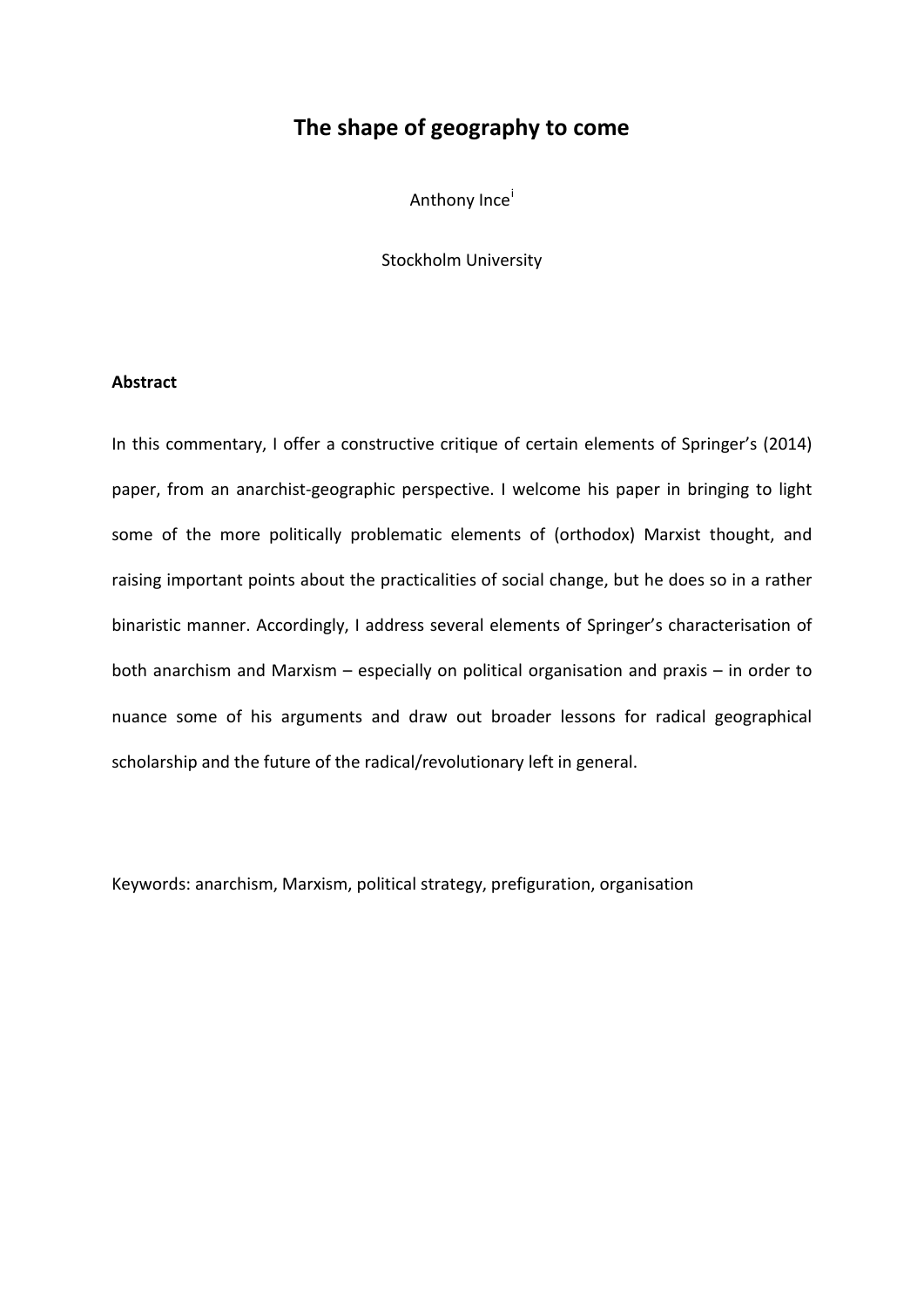# The shape of geography to come

Anthony Ince[i]

Stockholm University

**Abstract**

In this commentary, I offer a constructive critique of certain elements of Springer's (2014) paper, from an anarchist-geographic perspective. I welcome his paper in bringing to light some of the more politically problematic elements of (orthodox) Marxist thought, and raising important points about the practicalities of social change, but he does so in a rather binaristic manner. Accordingly, I address several elements of Springer's characterisation of both anarchism and Marxism – especially on political organisation and praxis – in order to nuance some of his arguments and draw out broader lessons for radical geographical scholarship and the future of the radical/revolutionary left in general.

Keywords: anarchism, Marxism, political strategy, prefiguration, organisation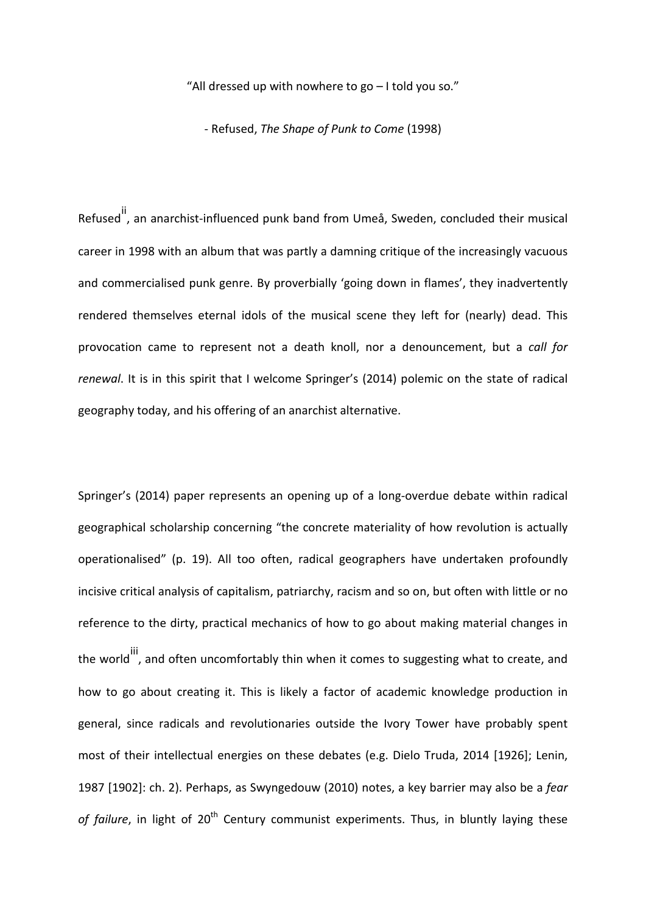"All dressed up with nowhere to go – I told you so."

- Refused, *The Shape of Punk to Come* (1998)

Refused[ii], an anarchist-influenced punk band from Umeå, Sweden, concluded their musical career in 1998 with an album that was partly a damning critique of the increasingly vacuous and commercialised punk genre. By proverbially 'going down in flames', they inadvertently rendered themselves eternal idols of the musical scene they left for (nearly) dead. This provocation came to represent not a death knoll, nor a denouncement, but a *call for renewal*. It is in this spirit that I welcome Springer's (2014) polemic on the state of radical geography today, and his offering of an anarchist alternative.

Springer's (2014) paper represents an opening up of a long-overdue debate within radical geographical scholarship concerning "the concrete materiality of how revolution is actually operationalised" (p. 19). All too often, radical geographers have undertaken profoundly incisive critical analysis of capitalism, patriarchy, racism and so on, but often with little or no reference to the dirty, practical mechanics of how to go about making material changes in the world[iii], and often uncomfortably thin when it comes to suggesting what to create, and how to go about creating it. This is likely a factor of academic knowledge production in general, since radicals and revolutionaries outside the Ivory Tower have probably spent most of their intellectual energies on these debates (e.g. Dielo Truda, 2014 [1926]; Lenin, 1987 [1902]: ch. 2). Perhaps, as Swyngedouw (2010) notes, a key barrier may also be a *fear of failure*, in light of 20th Century communist experiments. Thus, in bluntly laying these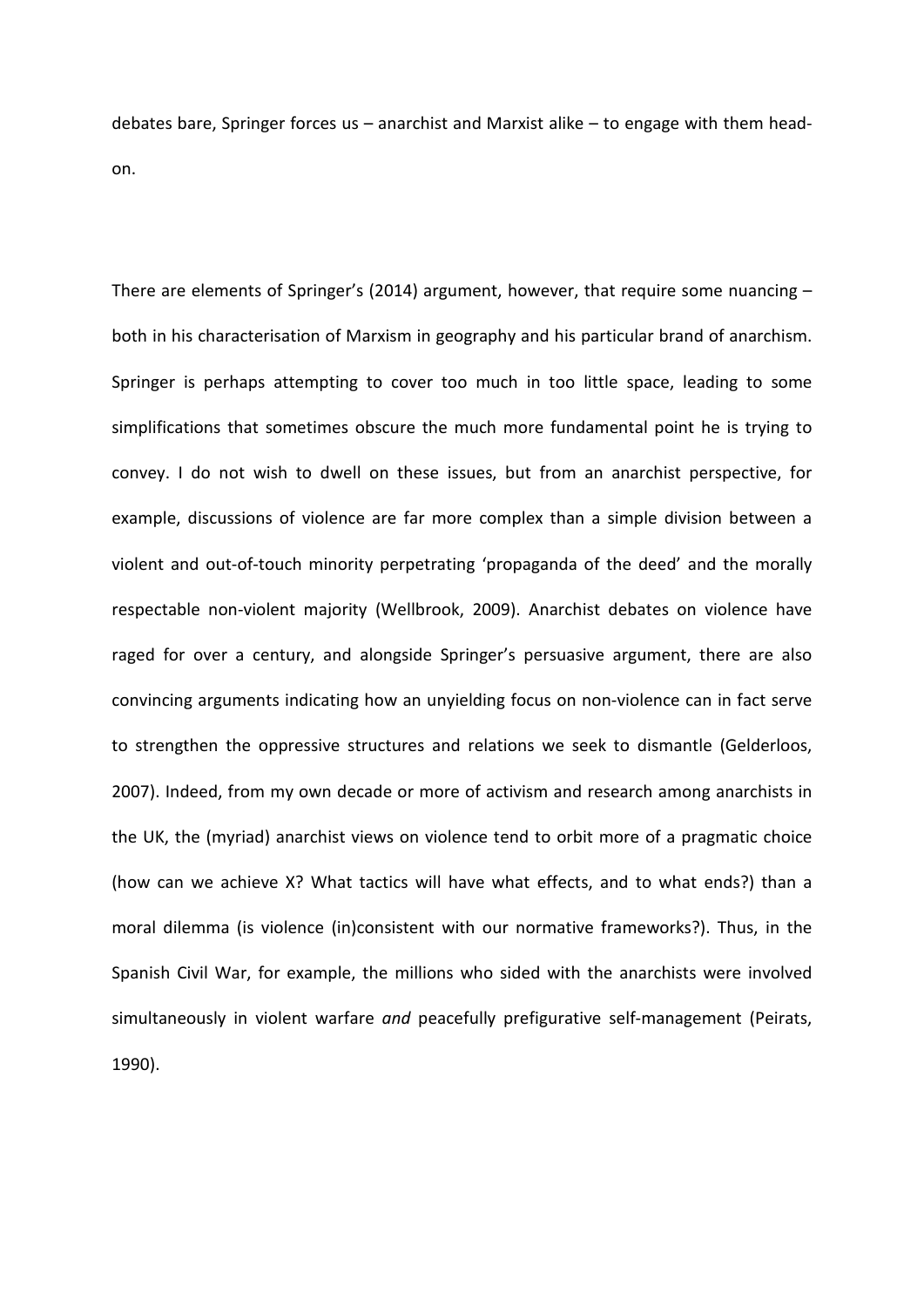debates bare, Springer forces us – anarchist and Marxist alike – to engage with them head-on.

There are elements of Springer's (2014) argument, however, that require some nuancing – both in his characterisation of Marxism in geography and his particular brand of anarchism. Springer is perhaps attempting to cover too much in too little space, leading to some simplifications that sometimes obscure the much more fundamental point he is trying to convey. I do not wish to dwell on these issues, but from an anarchist perspective, for example, discussions of violence are far more complex than a simple division between a violent and out-of-touch minority perpetrating 'propaganda of the deed' and the morally respectable non-violent majority (Wellbrook, 2009). Anarchist debates on violence have raged for over a century, and alongside Springer's persuasive argument, there are also convincing arguments indicating how an unyielding focus on non-violence can in fact serve to strengthen the oppressive structures and relations we seek to dismantle (Gelderloos, 2007). Indeed, from my own decade or more of activism and research among anarchists in the UK, the (myriad) anarchist views on violence tend to orbit more of a pragmatic choice (how can we achieve X? What tactics will have what effects, and to what ends?) than a moral dilemma (is violence (in)consistent with our normative frameworks?). Thus, in the Spanish Civil War, for example, the millions who sided with the anarchists were involved simultaneously in violent warfare *and* peacefully prefigurative self-management (Peirats, 1990).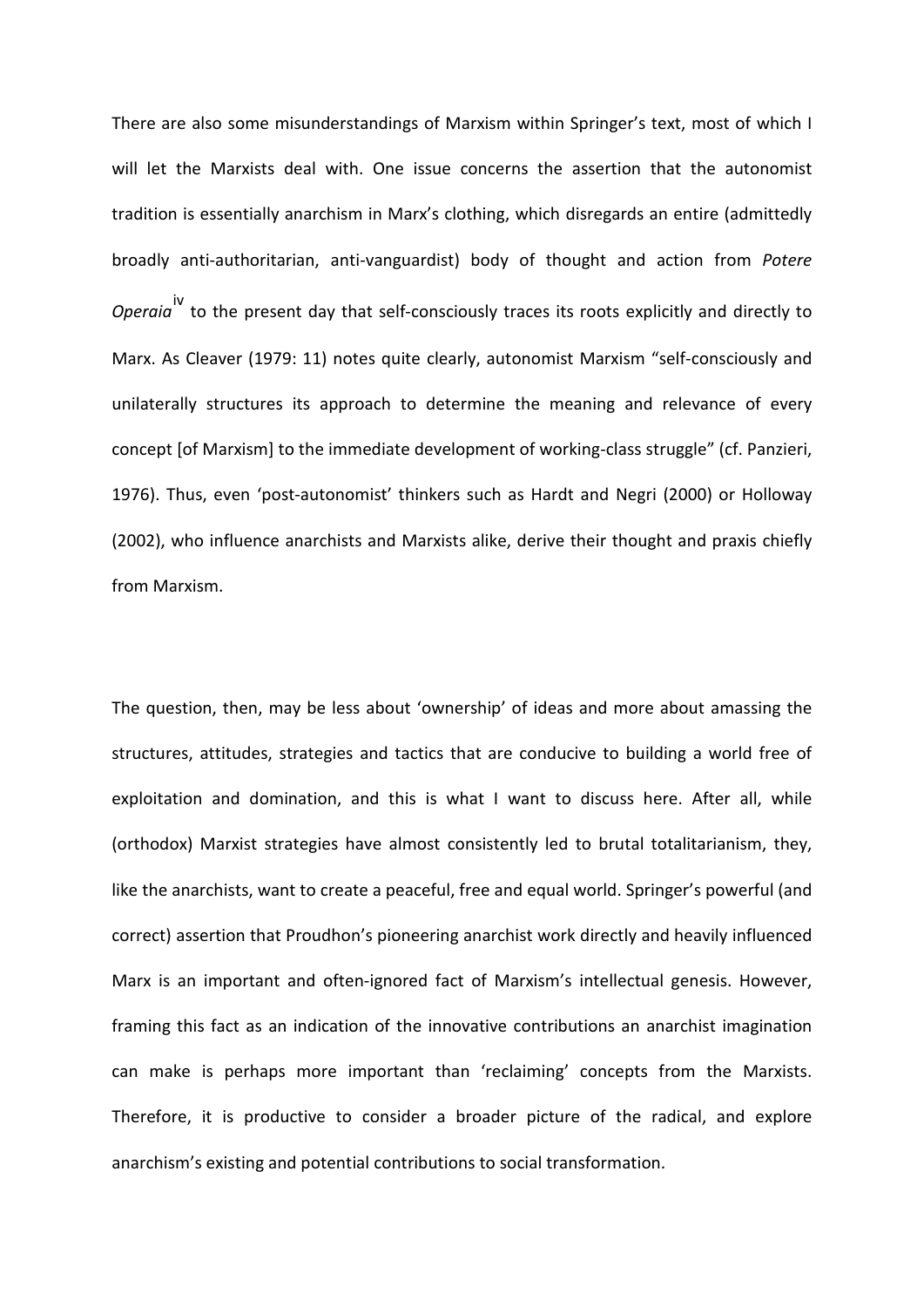There are also some misunderstandings of Marxism within Springer's text, most of which I will let the Marxists deal with. One issue concerns the assertion that the autonomist tradition is essentially anarchism in Marx's clothing, which disregards an entire (admittedly broadly anti-authoritarian, anti-vanguardist) body of thought and action from *Potere Operaia*[iv] to the present day that self-consciously traces its roots explicitly and directly to Marx. As Cleaver (1979: 11) notes quite clearly, autonomist Marxism "self-consciously and unilaterally structures its approach to determine the meaning and relevance of every concept [of Marxism] to the immediate development of working-class struggle" (cf. Panzieri, 1976). Thus, even 'post-autonomist' thinkers such as Hardt and Negri (2000) or Holloway (2002), who influence anarchists and Marxists alike, derive their thought and praxis chiefly from Marxism.

The question, then, may be less about 'ownership' of ideas and more about amassing the structures, attitudes, strategies and tactics that are conducive to building a world free of exploitation and domination, and this is what I want to discuss here. After all, while (orthodox) Marxist strategies have almost consistently led to brutal totalitarianism, they, like the anarchists, want to create a peaceful, free and equal world. Springer's powerful (and correct) assertion that Proudhon's pioneering anarchist work directly and heavily influenced Marx is an important and often-ignored fact of Marxism's intellectual genesis. However, framing this fact as an indication of the innovative contributions an anarchist imagination can make is perhaps more important than 'reclaiming' concepts from the Marxists. Therefore, it is productive to consider a broader picture of the radical, and explore anarchism's existing and potential contributions to social transformation.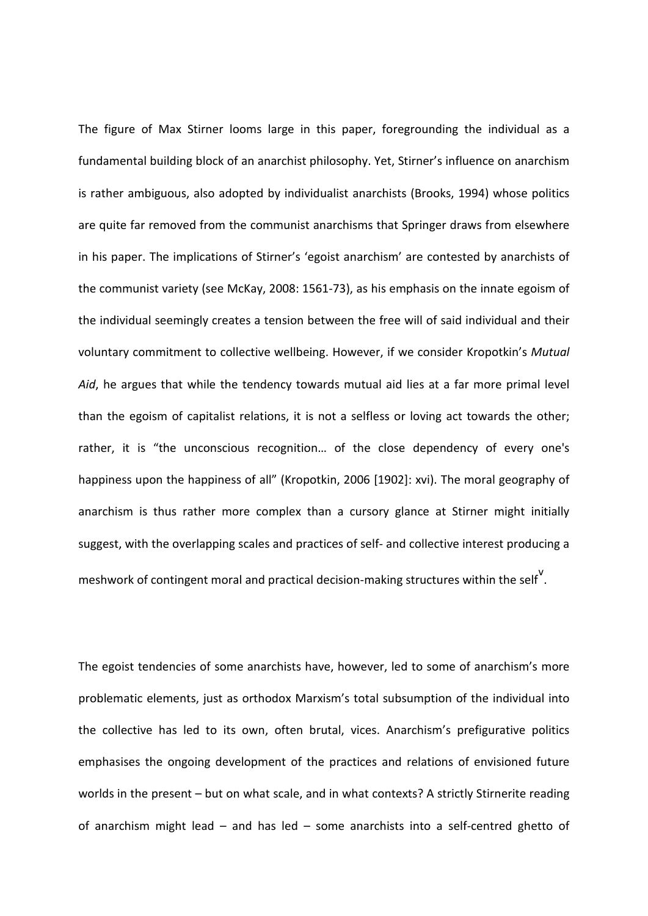The figure of Max Stirner looms large in this paper, foregrounding the individual as a fundamental building block of an anarchist philosophy. Yet, Stirner's influence on anarchism is rather ambiguous, also adopted by individualist anarchists (Brooks, 1994) whose politics are quite far removed from the communist anarchisms that Springer draws from elsewhere in his paper. The implications of Stirner's 'egoist anarchism' are contested by anarchists of the communist variety (see McKay, 2008: 1561-73), as his emphasis on the innate egoism of the individual seemingly creates a tension between the free will of said individual and their voluntary commitment to collective wellbeing. However, if we consider Kropotkin's *Mutual Aid*, he argues that while the tendency towards mutual aid lies at a far more primal level than the egoism of capitalist relations, it is not a selfless or loving act towards the other; rather, it is "the unconscious recognition… of the close dependency of every one's happiness upon the happiness of all" (Kropotkin, 2006 [1902]: xvi). The moral geography of anarchism is thus rather more complex than a cursory glance at Stirner might initially suggest, with the overlapping scales and practices of self- and collective interest producing a meshwork of contingent moral and practical decision-making structures within the self[v].

The egoist tendencies of some anarchists have, however, led to some of anarchism's more problematic elements, just as orthodox Marxism's total subsumption of the individual into the collective has led to its own, often brutal, vices. Anarchism's prefigurative politics emphasises the ongoing development of the practices and relations of envisioned future worlds in the present – but on what scale, and in what contexts? A strictly Stirnerite reading of anarchism might lead – and has led – some anarchists into a self-centred ghetto of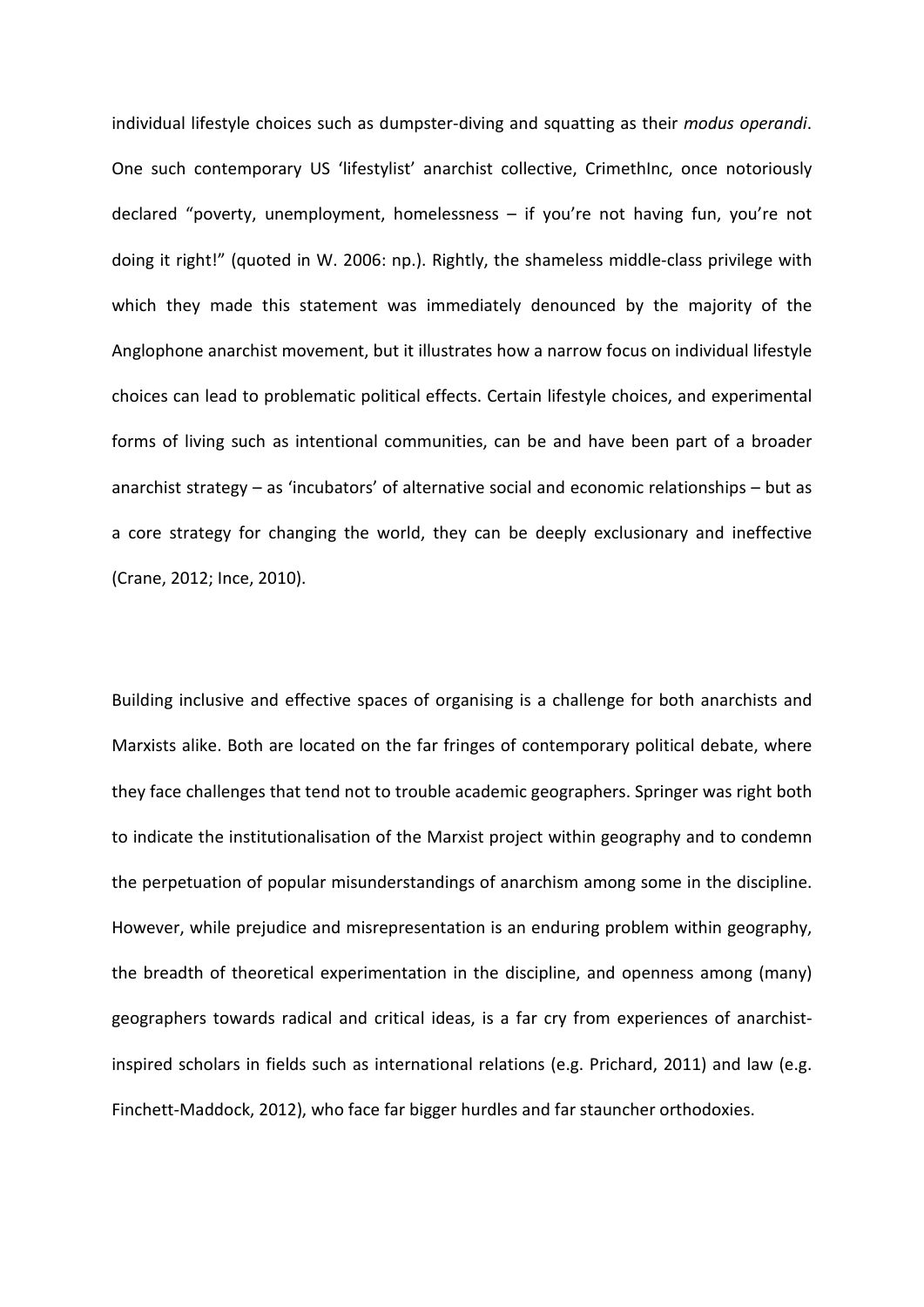individual lifestyle choices such as dumpster-diving and squatting as their *modus operandi*. One such contemporary US 'lifestylist' anarchist collective, CrimethInc, once notoriously declared "poverty, unemployment, homelessness – if you're not having fun, you're not doing it right!" (quoted in W. 2006: np.). Rightly, the shameless middle-class privilege with which they made this statement was immediately denounced by the majority of the Anglophone anarchist movement, but it illustrates how a narrow focus on individual lifestyle choices can lead to problematic political effects. Certain lifestyle choices, and experimental forms of living such as intentional communities, can be and have been part of a broader anarchist strategy – as 'incubators' of alternative social and economic relationships – but as a core strategy for changing the world, they can be deeply exclusionary and ineffective (Crane, 2012; Ince, 2010).

Building inclusive and effective spaces of organising is a challenge for both anarchists and Marxists alike. Both are located on the far fringes of contemporary political debate, where they face challenges that tend not to trouble academic geographers. Springer was right both to indicate the institutionalisation of the Marxist project within geography and to condemn the perpetuation of popular misunderstandings of anarchism among some in the discipline. However, while prejudice and misrepresentation is an enduring problem within geography, the breadth of theoretical experimentation in the discipline, and openness among (many) geographers towards radical and critical ideas, is a far cry from experiences of anarchist-inspired scholars in fields such as international relations (e.g. Prichard, 2011) and law (e.g. Finchett-Maddock, 2012), who face far bigger hurdles and far stauncher orthodoxies.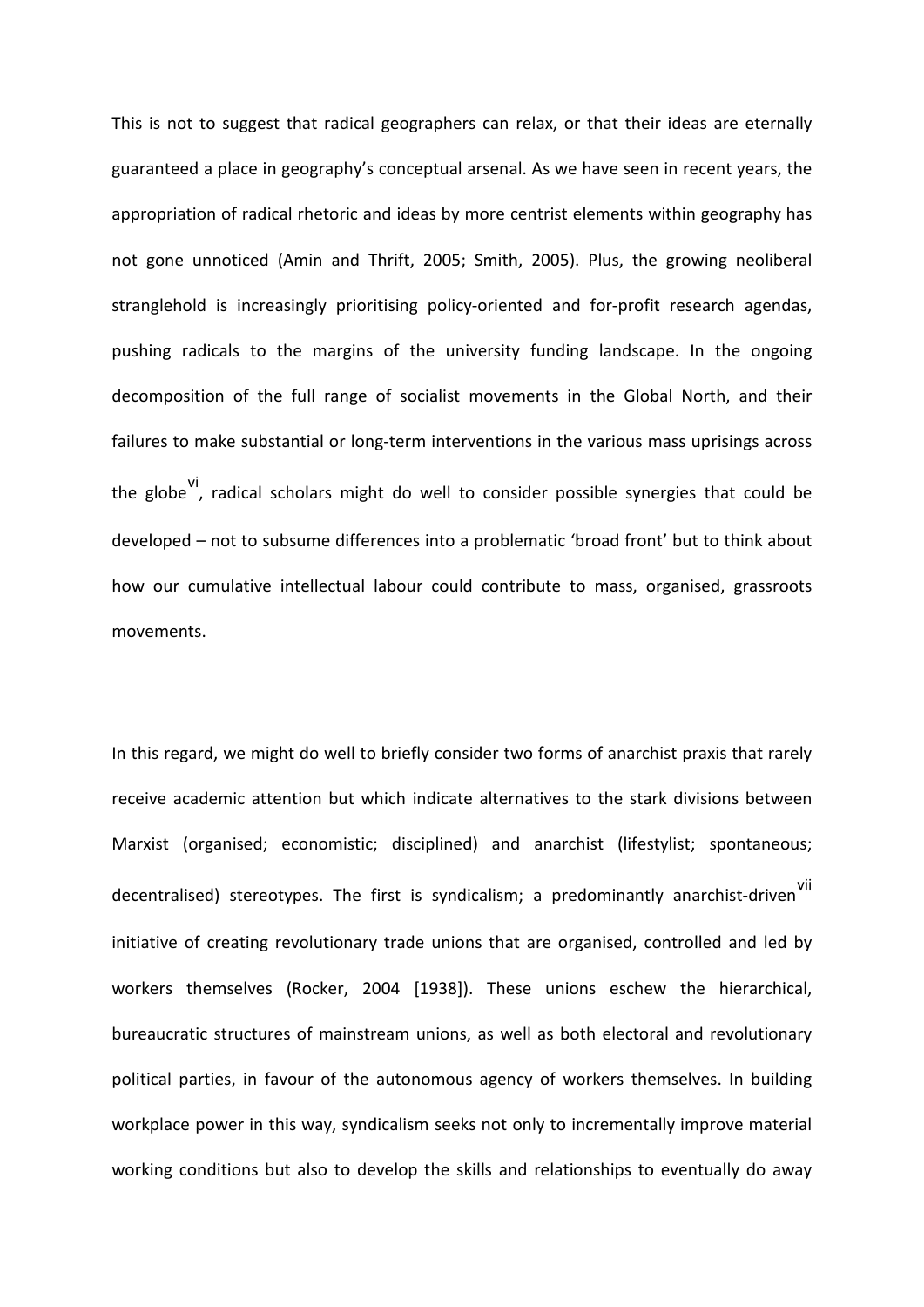This is not to suggest that radical geographers can relax, or that their ideas are eternally guaranteed a place in geography's conceptual arsenal. As we have seen in recent years, the appropriation of radical rhetoric and ideas by more centrist elements within geography has not gone unnoticed (Amin and Thrift, 2005; Smith, 2005). Plus, the growing neoliberal stranglehold is increasingly prioritising policy-oriented and for-profit research agendas, pushing radicals to the margins of the university funding landscape. In the ongoing decomposition of the full range of socialist movements in the Global North, and their failures to make substantial or long-term interventions in the various mass uprisings across the globe[vi], radical scholars might do well to consider possible synergies that could be developed – not to subsume differences into a problematic 'broad front' but to think about how our cumulative intellectual labour could contribute to mass, organised, grassroots movements.

In this regard, we might do well to briefly consider two forms of anarchist praxis that rarely receive academic attention but which indicate alternatives to the stark divisions between Marxist (organised; economistic; disciplined) and anarchist (lifestylist; spontaneous; decentralised) stereotypes. The first is syndicalism; a predominantly anarchist-driven[vii] initiative of creating revolutionary trade unions that are organised, controlled and led by workers themselves (Rocker, 2004 [1938]). These unions eschew the hierarchical, bureaucratic structures of mainstream unions, as well as both electoral and revolutionary political parties, in favour of the autonomous agency of workers themselves. In building workplace power in this way, syndicalism seeks not only to incrementally improve material working conditions but also to develop the skills and relationships to eventually do away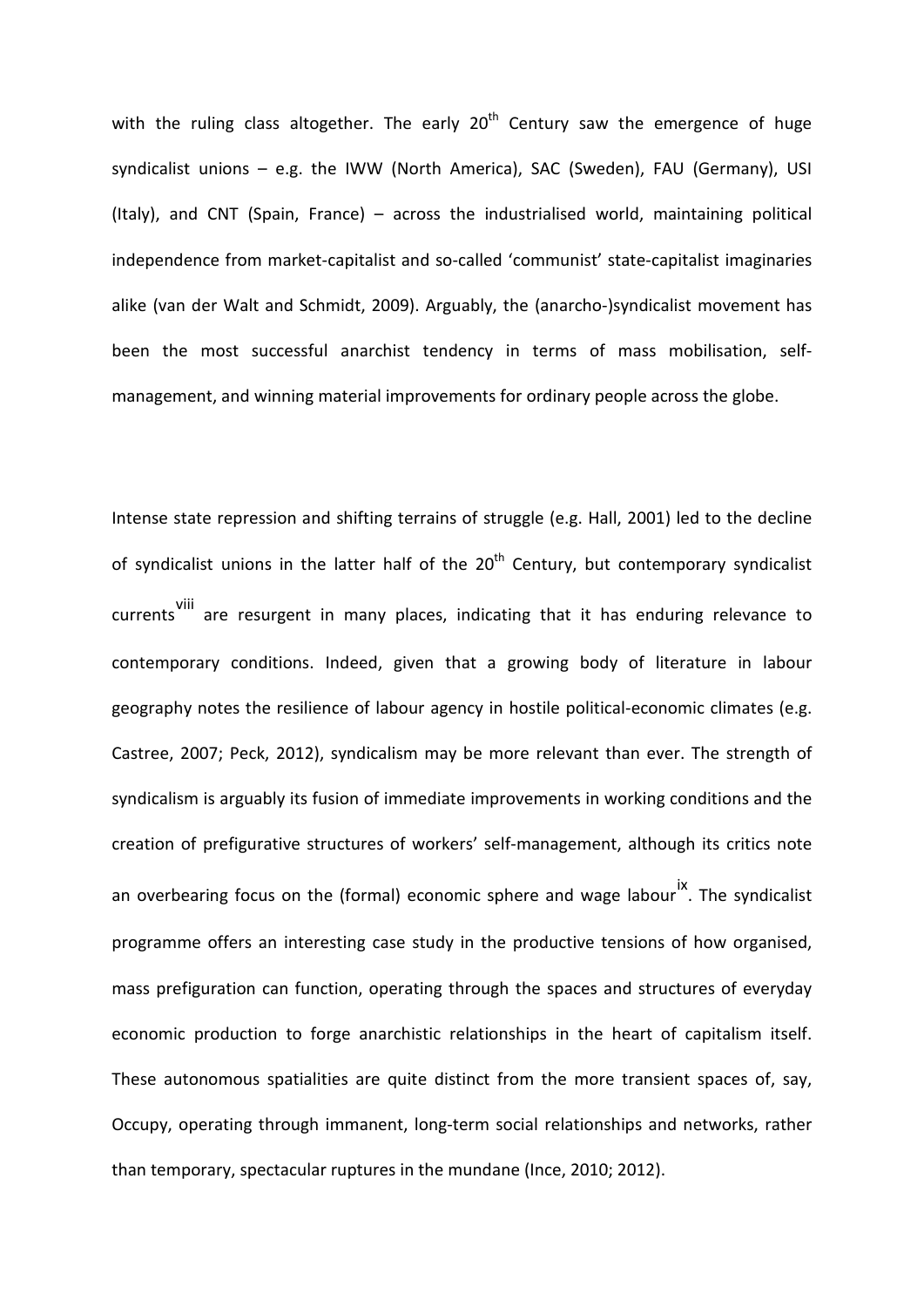with the ruling class altogether. The early 20th Century saw the emergence of huge syndicalist unions – e.g. the IWW (North America), SAC (Sweden), FAU (Germany), USI (Italy), and CNT (Spain, France) – across the industrialised world, maintaining political independence from market-capitalist and so-called 'communist' state-capitalist imaginaries alike (van der Walt and Schmidt, 2009). Arguably, the (anarcho-)syndicalist movement has been the most successful anarchist tendency in terms of mass mobilisation, self-management, and winning material improvements for ordinary people across the globe.

Intense state repression and shifting terrains of struggle (e.g. Hall, 2001) led to the decline of syndicalist unions in the latter half of the 20th Century, but contemporary syndicalist currents[viii] are resurgent in many places, indicating that it has enduring relevance to contemporary conditions. Indeed, given that a growing body of literature in labour geography notes the resilience of labour agency in hostile political-economic climates (e.g. Castree, 2007; Peck, 2012), syndicalism may be more relevant than ever. The strength of syndicalism is arguably its fusion of immediate improvements in working conditions and the creation of prefigurative structures of workers' self-management, although its critics note an overbearing focus on the (formal) economic sphere and wage labour[ix]. The syndicalist programme offers an interesting case study in the productive tensions of how organised, mass prefiguration can function, operating through the spaces and structures of everyday economic production to forge anarchistic relationships in the heart of capitalism itself. These autonomous spatialities are quite distinct from the more transient spaces of, say, Occupy, operating through immanent, long-term social relationships and networks, rather than temporary, spectacular ruptures in the mundane (Ince, 2010; 2012).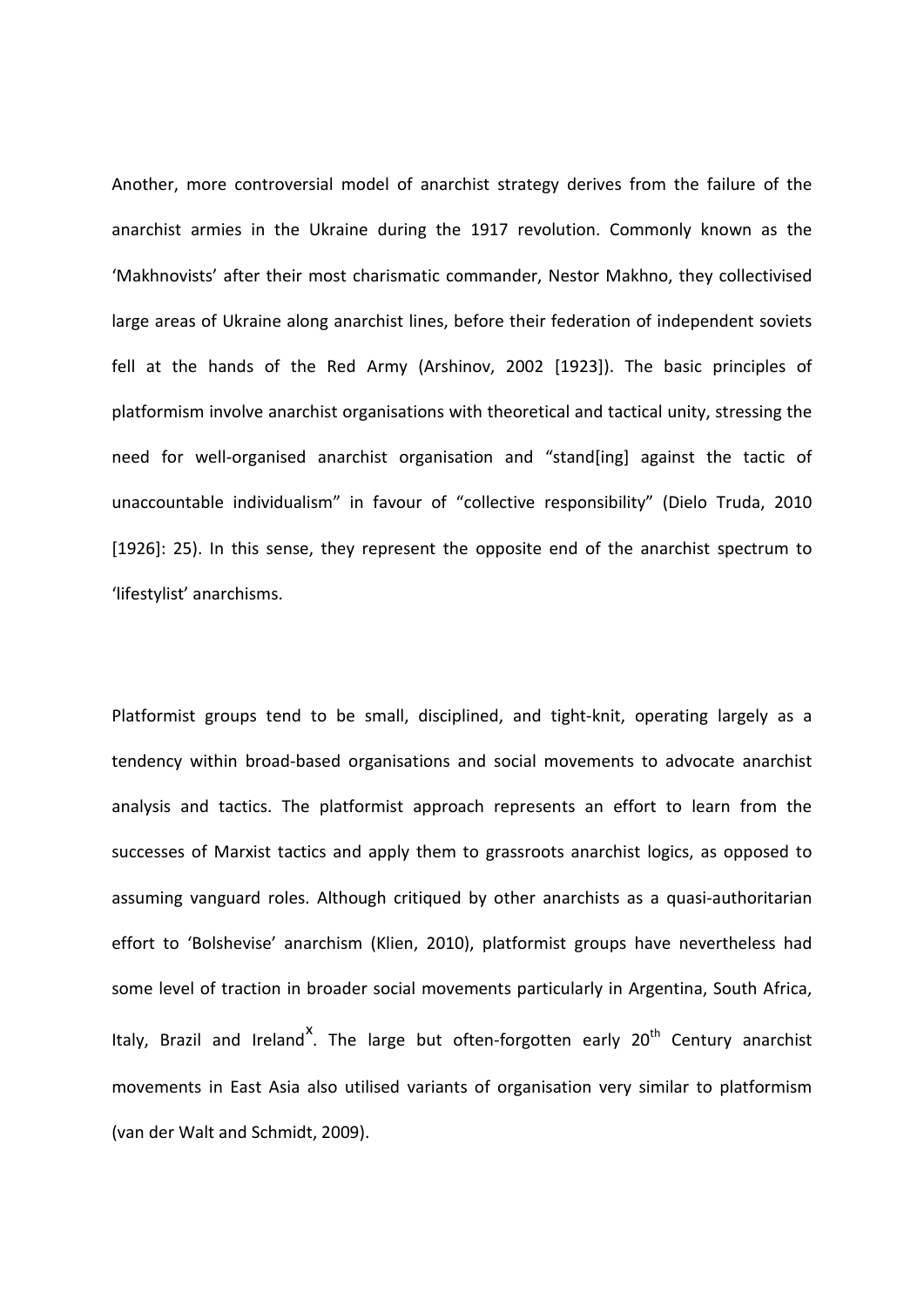Another, more controversial model of anarchist strategy derives from the failure of the anarchist armies in the Ukraine during the 1917 revolution. Commonly known as the 'Makhnovists' after their most charismatic commander, Nestor Makhno, they collectivised large areas of Ukraine along anarchist lines, before their federation of independent soviets fell at the hands of the Red Army (Arshinov, 2002 [1923]). The basic principles of platformism involve anarchist organisations with theoretical and tactical unity, stressing the need for well-organised anarchist organisation and "stand[ing] against the tactic of unaccountable individualism" in favour of "collective responsibility" (Dielo Truda, 2010 [1926]: 25). In this sense, they represent the opposite end of the anarchist spectrum to 'lifestylist' anarchisms.

Platformist groups tend to be small, disciplined, and tight-knit, operating largely as a tendency within broad-based organisations and social movements to advocate anarchist analysis and tactics. The platformist approach represents an effort to learn from the successes of Marxist tactics and apply them to grassroots anarchist logics, as opposed to assuming vanguard roles. Although critiqued by other anarchists as a quasi-authoritarian effort to 'Bolshevise' anarchism (Klien, 2010), platformist groups have nevertheless had some level of traction in broader social movements particularly in Argentina, South Africa, Italy, Brazil and Ireland[x]. The large but often-forgotten early 20th Century anarchist movements in East Asia also utilised variants of organisation very similar to platformism (van der Walt and Schmidt, 2009).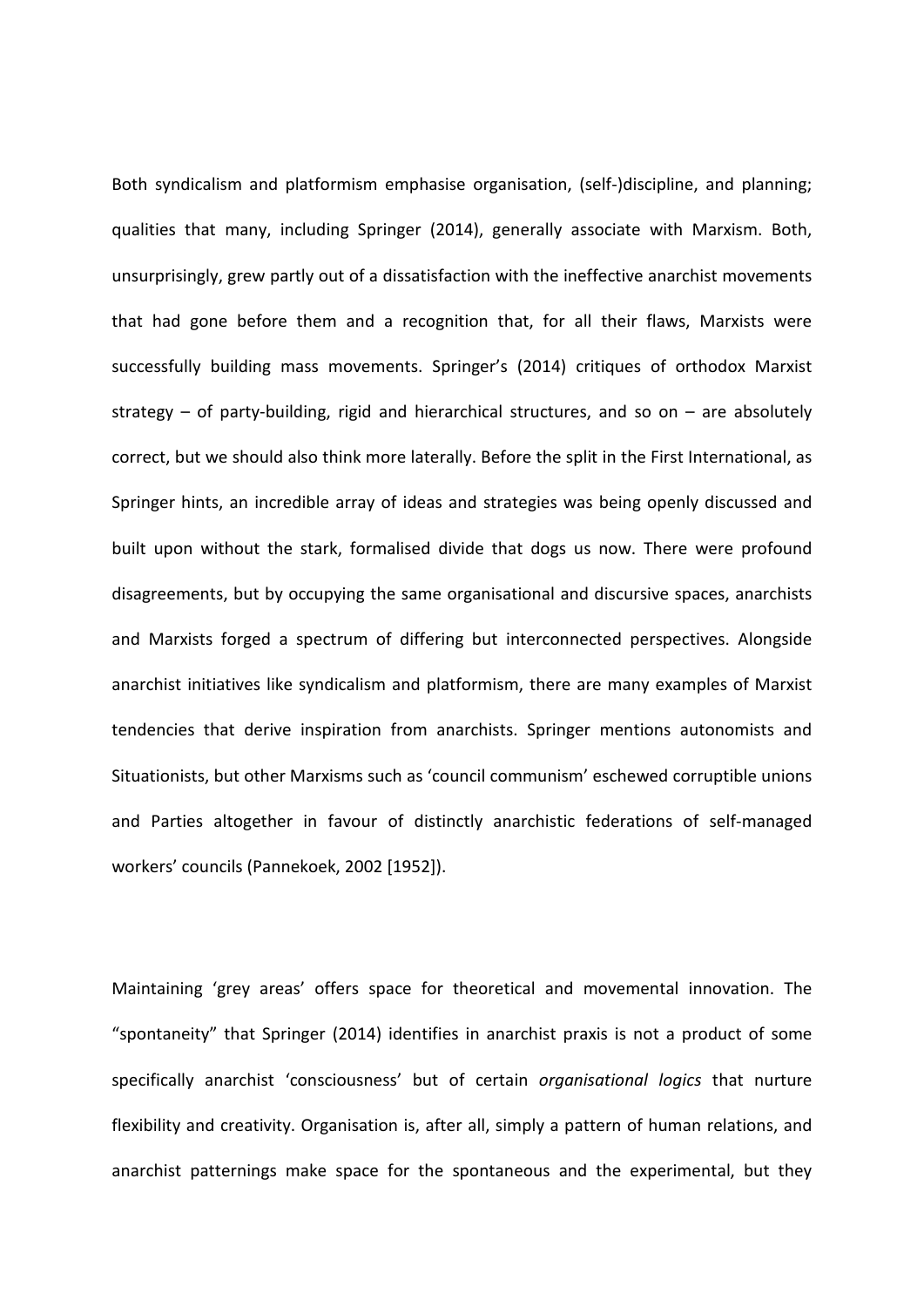Both syndicalism and platformism emphasise organisation, (self-)discipline, and planning; qualities that many, including Springer (2014), generally associate with Marxism. Both, unsurprisingly, grew partly out of a dissatisfaction with the ineffective anarchist movements that had gone before them and a recognition that, for all their flaws, Marxists were successfully building mass movements. Springer's (2014) critiques of orthodox Marxist strategy – of party-building, rigid and hierarchical structures, and so on – are absolutely correct, but we should also think more laterally. Before the split in the First International, as Springer hints, an incredible array of ideas and strategies was being openly discussed and built upon without the stark, formalised divide that dogs us now. There were profound disagreements, but by occupying the same organisational and discursive spaces, anarchists and Marxists forged a spectrum of differing but interconnected perspectives. Alongside anarchist initiatives like syndicalism and platformism, there are many examples of Marxist tendencies that derive inspiration from anarchists. Springer mentions autonomists and Situationists, but other Marxisms such as 'council communism' eschewed corruptible unions and Parties altogether in favour of distinctly anarchistic federations of self-managed workers' councils (Pannekoek, 2002 [1952]).

Maintaining 'grey areas' offers space for theoretical and movemental innovation. The "spontaneity" that Springer (2014) identifies in anarchist praxis is not a product of some specifically anarchist 'consciousness' but of certain *organisational logics* that nurture flexibility and creativity. Organisation is, after all, simply a pattern of human relations, and anarchist patternings make space for the spontaneous and the experimental, but they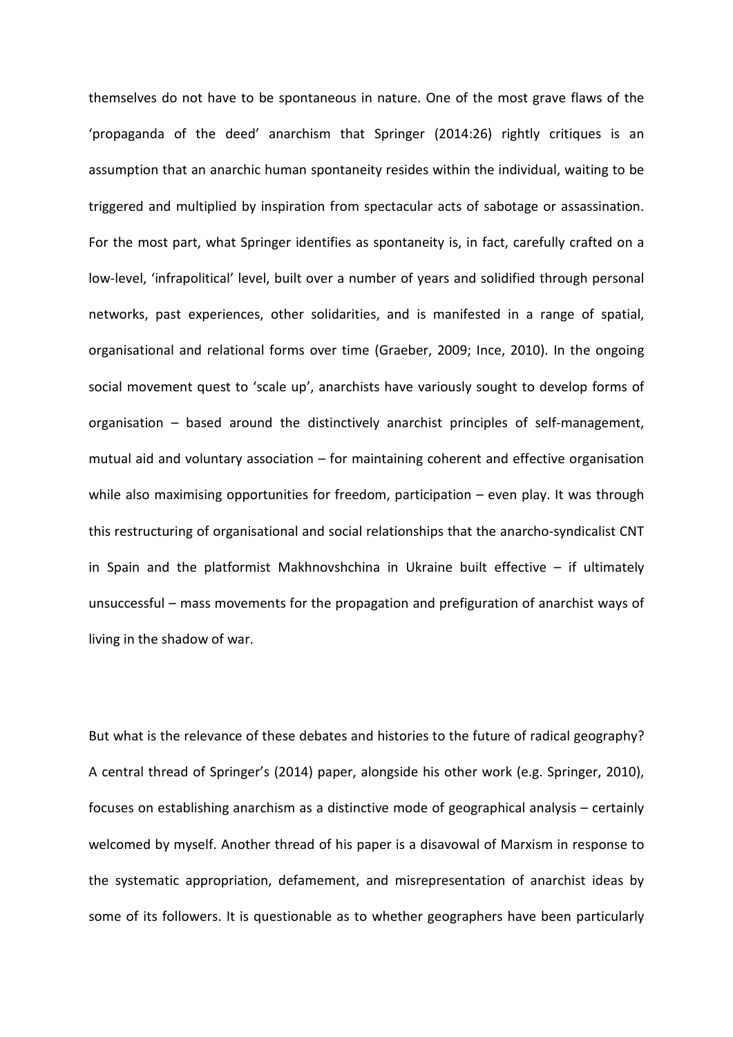themselves do not have to be spontaneous in nature. One of the most grave flaws of the 'propaganda of the deed' anarchism that Springer (2014:26) rightly critiques is an assumption that an anarchic human spontaneity resides within the individual, waiting to be triggered and multiplied by inspiration from spectacular acts of sabotage or assassination. For the most part, what Springer identifies as spontaneity is, in fact, carefully crafted on a low-level, 'infrapolitical' level, built over a number of years and solidified through personal networks, past experiences, other solidarities, and is manifested in a range of spatial, organisational and relational forms over time (Graeber, 2009; Ince, 2010). In the ongoing social movement quest to 'scale up', anarchists have variously sought to develop forms of organisation – based around the distinctively anarchist principles of self-management, mutual aid and voluntary association – for maintaining coherent and effective organisation while also maximising opportunities for freedom, participation – even play. It was through this restructuring of organisational and social relationships that the anarcho-syndicalist CNT in Spain and the platformist Makhnovshchina in Ukraine built effective – if ultimately unsuccessful – mass movements for the propagation and prefiguration of anarchist ways of living in the shadow of war.

But what is the relevance of these debates and histories to the future of radical geography? A central thread of Springer's (2014) paper, alongside his other work (e.g. Springer, 2010), focuses on establishing anarchism as a distinctive mode of geographical analysis – certainly welcomed by myself. Another thread of his paper is a disavowal of Marxism in response to the systematic appropriation, defamement, and misrepresentation of anarchist ideas by some of its followers. It is questionable as to whether geographers have been particularly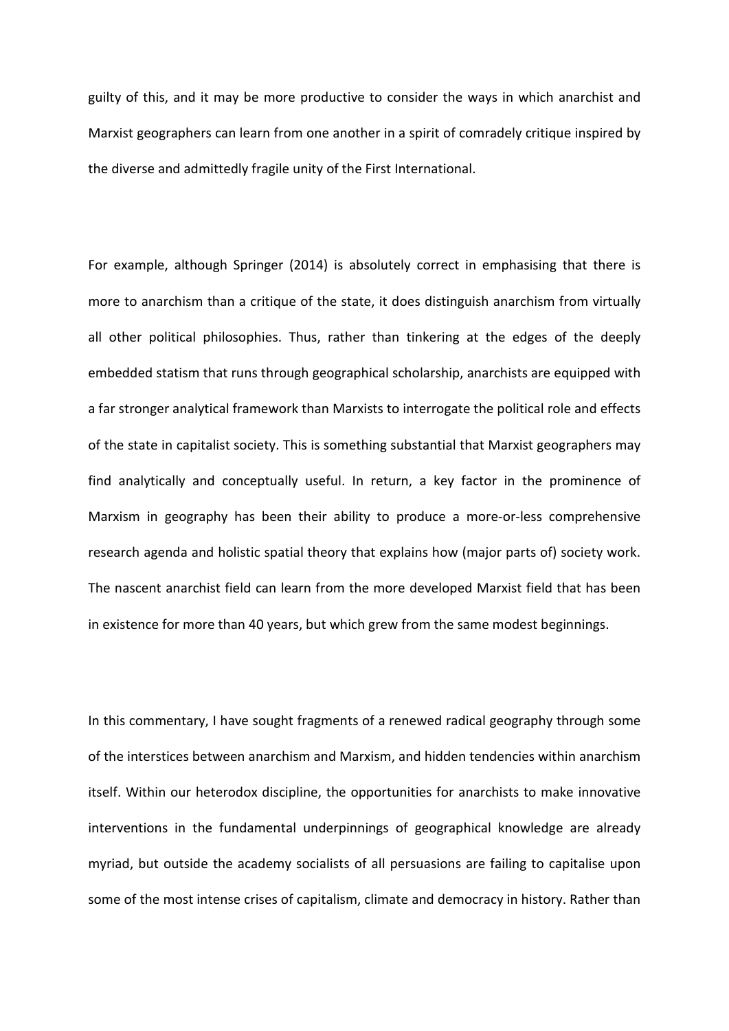guilty of this, and it may be more productive to consider the ways in which anarchist and Marxist geographers can learn from one another in a spirit of comradely critique inspired by the diverse and admittedly fragile unity of the First International.

For example, although Springer (2014) is absolutely correct in emphasising that there is more to anarchism than a critique of the state, it does distinguish anarchism from virtually all other political philosophies. Thus, rather than tinkering at the edges of the deeply embedded statism that runs through geographical scholarship, anarchists are equipped with a far stronger analytical framework than Marxists to interrogate the political role and effects of the state in capitalist society. This is something substantial that Marxist geographers may find analytically and conceptually useful. In return, a key factor in the prominence of Marxism in geography has been their ability to produce a more-or-less comprehensive research agenda and holistic spatial theory that explains how (major parts of) society work. The nascent anarchist field can learn from the more developed Marxist field that has been in existence for more than 40 years, but which grew from the same modest beginnings.

In this commentary, I have sought fragments of a renewed radical geography through some of the interstices between anarchism and Marxism, and hidden tendencies within anarchism itself. Within our heterodox discipline, the opportunities for anarchists to make innovative interventions in the fundamental underpinnings of geographical knowledge are already myriad, but outside the academy socialists of all persuasions are failing to capitalise upon some of the most intense crises of capitalism, climate and democracy in history. Rather than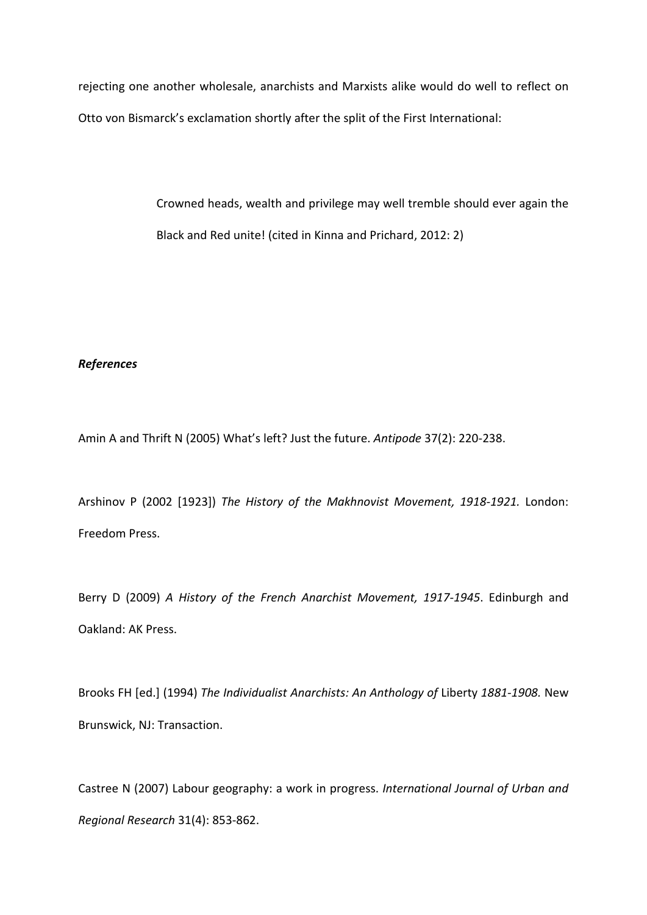rejecting one another wholesale, anarchists and Marxists alike would do well to reflect on Otto von Bismarck's exclamation shortly after the split of the First International:

> Crowned heads, wealth and privilege may well tremble should ever again the Black and Red unite! (cited in Kinna and Prichard, 2012: 2)

***References***

Amin A and Thrift N (2005) What's left? Just the future. *Antipode* 37(2): 220-238.

Arshinov P (2002 [1923]) *The History of the Makhnovist Movement, 1918-1921.* London: Freedom Press.

Berry D (2009) *A History of the French Anarchist Movement, 1917-1945*. Edinburgh and Oakland: AK Press.

Brooks FH [ed.] (1994) *The Individualist Anarchists: An Anthology of* Liberty *1881-1908.* New Brunswick, NJ: Transaction.

Castree N (2007) Labour geography: a work in progress. *International Journal of Urban and Regional Research* 31(4): 853-862.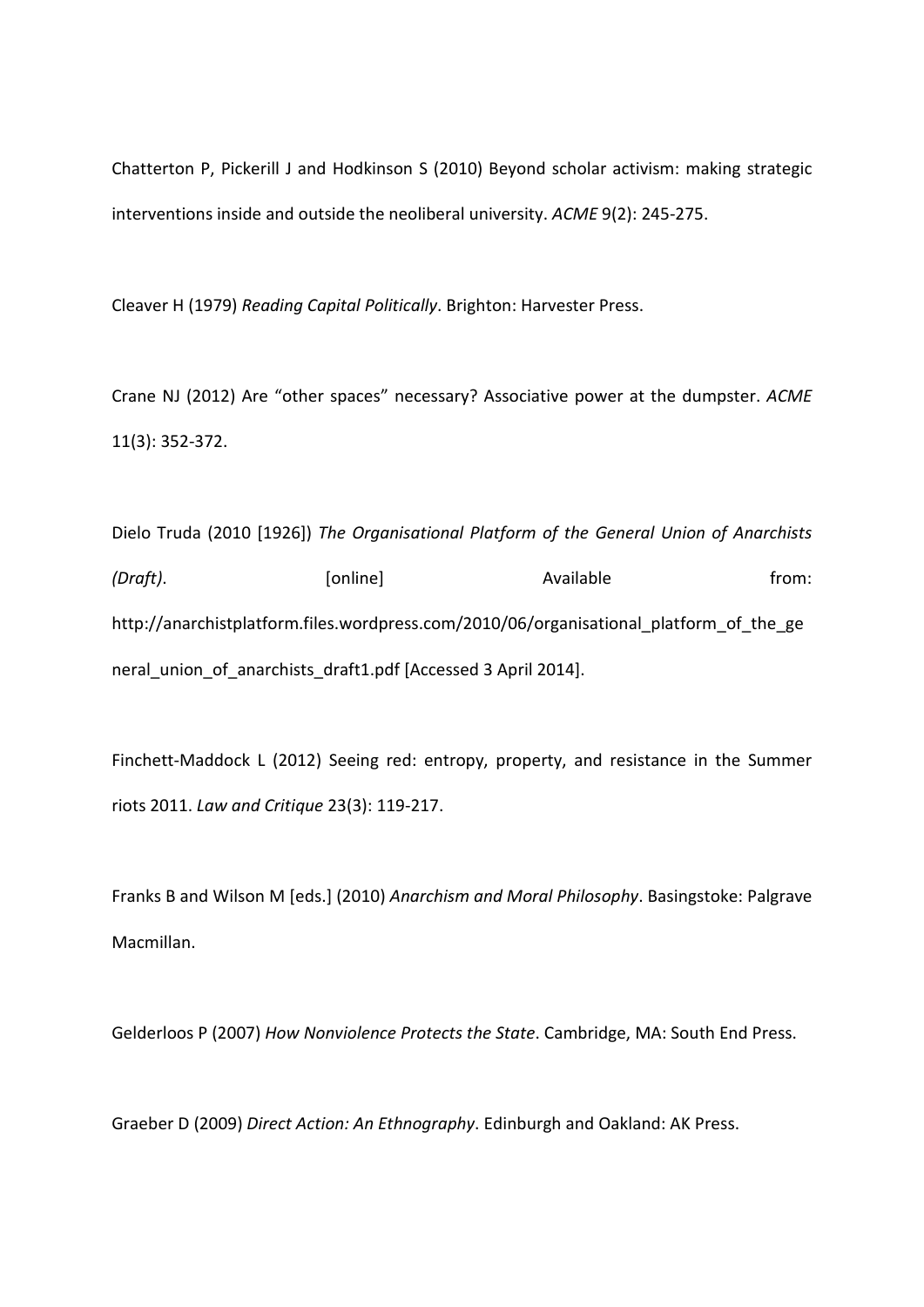Chatterton P, Pickerill J and Hodkinson S (2010) Beyond scholar activism: making strategic interventions inside and outside the neoliberal university. *ACME* 9(2): 245-275.

Cleaver H (1979) *Reading Capital Politically*. Brighton: Harvester Press.

Crane NJ (2012) Are "other spaces" necessary? Associative power at the dumpster. *ACME* 11(3): 352-372.

Dielo Truda (2010 [1926]) *The Organisational Platform of the General Union of Anarchists (Draft)*. [online] Available from: http://anarchistplatform.files.wordpress.com/2010/06/organisational_platform_of_the_general_union_of_anarchists_draft1.pdf [Accessed 3 April 2014].

Finchett-Maddock L (2012) Seeing red: entropy, property, and resistance in the Summer riots 2011. *Law and Critique* 23(3): 119-217.

Franks B and Wilson M [eds.] (2010) *Anarchism and Moral Philosophy*. Basingstoke: Palgrave Macmillan.

Gelderloos P (2007) *How Nonviolence Protects the State*. Cambridge, MA: South End Press.

Graeber D (2009) *Direct Action: An Ethnography*. Edinburgh and Oakland: AK Press.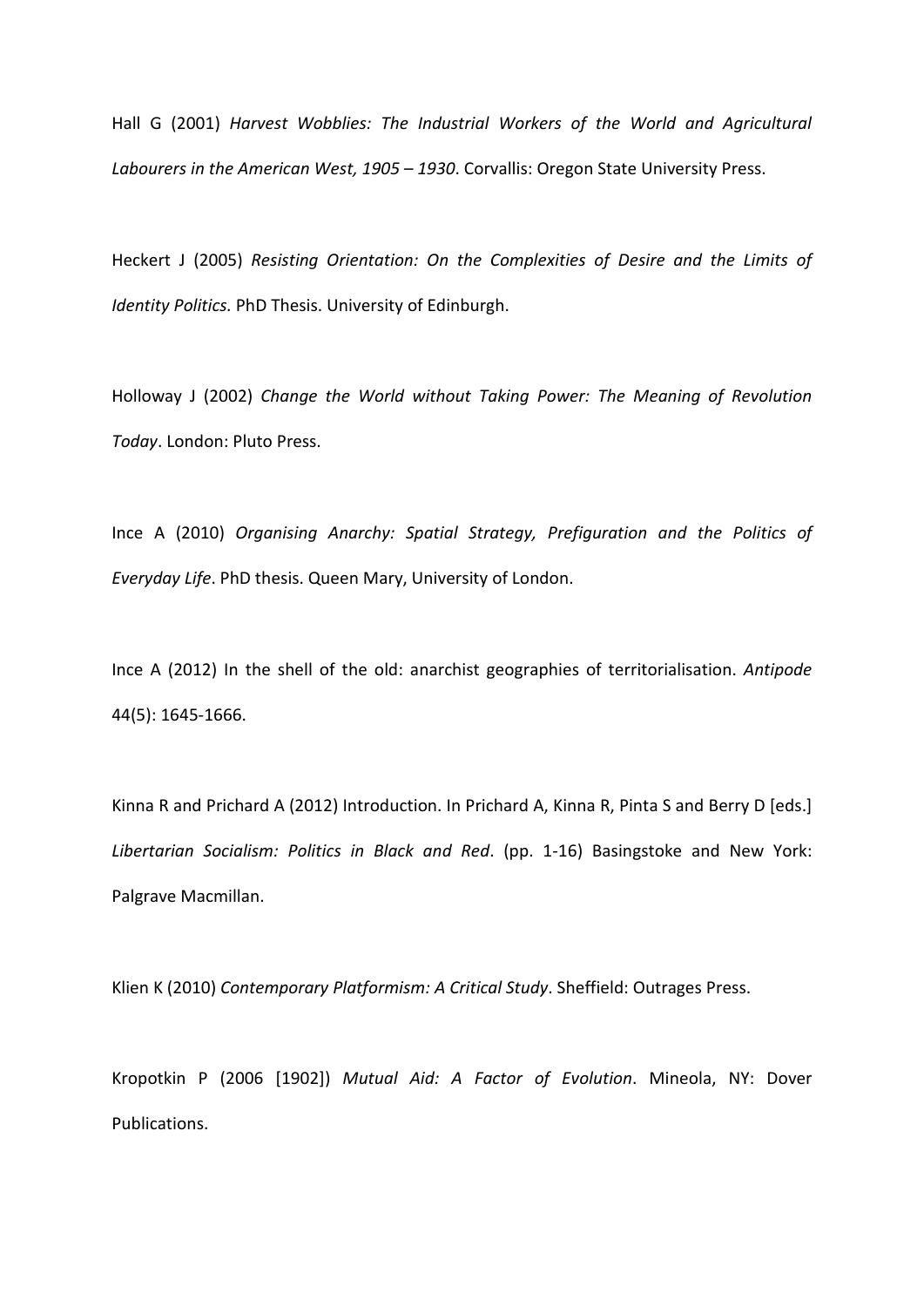Hall G (2001) *Harvest Wobblies: The Industrial Workers of the World and Agricultural Labourers in the American West, 1905 – 1930*. Corvallis: Oregon State University Press.

Heckert J (2005) *Resisting Orientation: On the Complexities of Desire and the Limits of Identity Politics.* PhD Thesis. University of Edinburgh.

Holloway J (2002) *Change the World without Taking Power: The Meaning of Revolution Today*. London: Pluto Press.

Ince A (2010) *Organising Anarchy: Spatial Strategy, Prefiguration and the Politics of Everyday Life*. PhD thesis. Queen Mary, University of London.

Ince A (2012) In the shell of the old: anarchist geographies of territorialisation. *Antipode* 44(5): 1645-1666.

Kinna R and Prichard A (2012) Introduction. In Prichard A, Kinna R, Pinta S and Berry D [eds.] *Libertarian Socialism: Politics in Black and Red*. (pp. 1-16) Basingstoke and New York: Palgrave Macmillan.

Klien K (2010) *Contemporary Platformism: A Critical Study*. Sheffield: Outrages Press.

Kropotkin P (2006 [1902]) *Mutual Aid: A Factor of Evolution*. Mineola, NY: Dover Publications.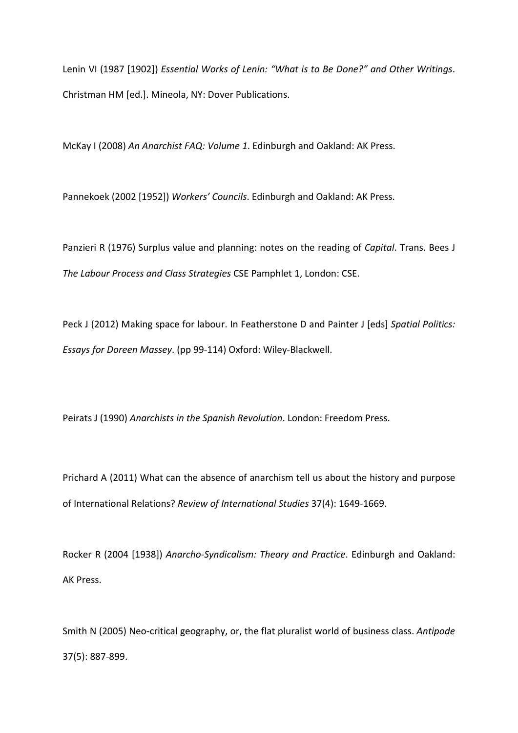Lenin VI (1987 [1902]) *Essential Works of Lenin: "What is to Be Done?" and Other Writings*. Christman HM [ed.]. Mineola, NY: Dover Publications.

McKay I (2008) *An Anarchist FAQ: Volume 1*. Edinburgh and Oakland: AK Press.

Pannekoek (2002 [1952]) *Workers' Councils*. Edinburgh and Oakland: AK Press.

Panzieri R (1976) Surplus value and planning: notes on the reading of *Capital*. Trans. Bees J *The Labour Process and Class Strategies* CSE Pamphlet 1, London: CSE.

Peck J (2012) Making space for labour. In Featherstone D and Painter J [eds] *Spatial Politics: Essays for Doreen Massey*. (pp 99-114) Oxford: Wiley-Blackwell.

Peirats J (1990) *Anarchists in the Spanish Revolution*. London: Freedom Press.

Prichard A (2011) What can the absence of anarchism tell us about the history and purpose of International Relations? *Review of International Studies* 37(4): 1649-1669.

Rocker R (2004 [1938]) *Anarcho-Syndicalism: Theory and Practice*. Edinburgh and Oakland: AK Press.

Smith N (2005) Neo-critical geography, or, the flat pluralist world of business class. *Antipode* 37(5): 887-899.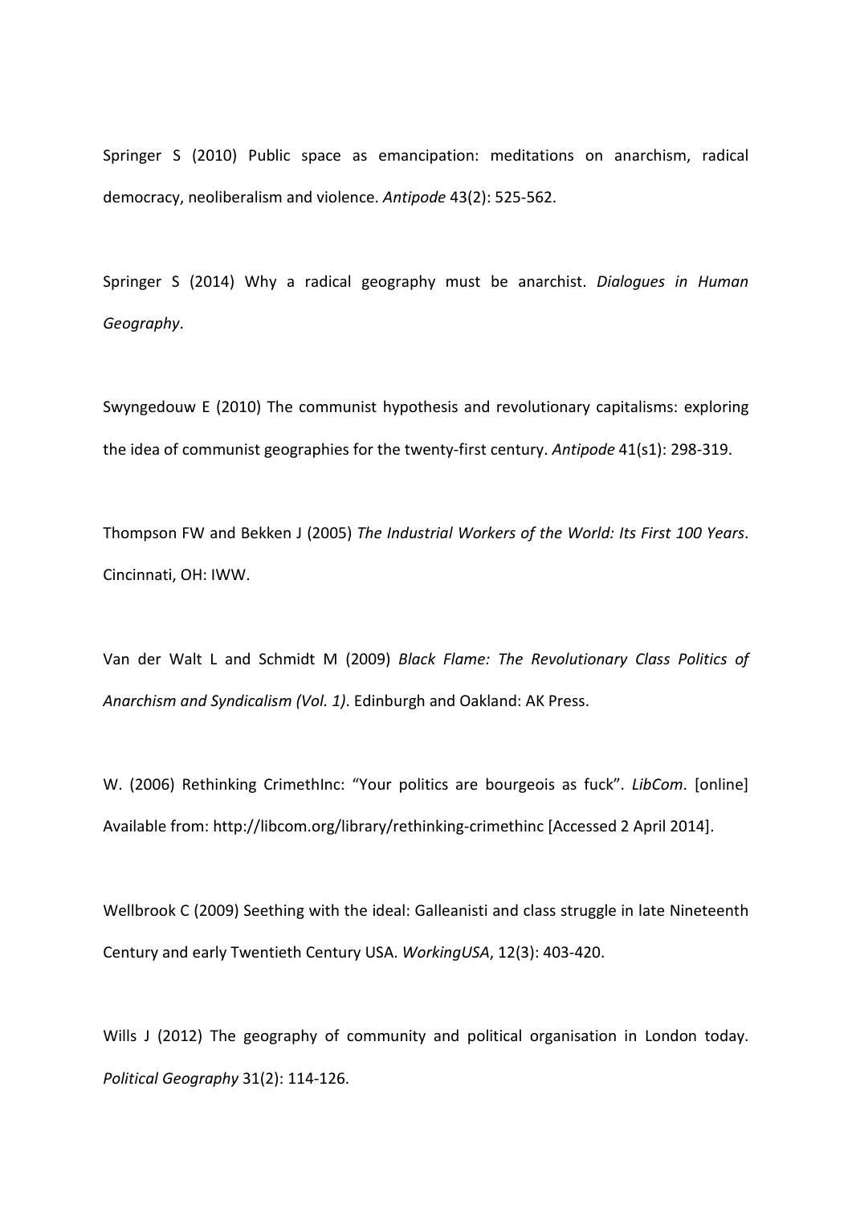Springer S (2010) Public space as emancipation: meditations on anarchism, radical democracy, neoliberalism and violence. *Antipode* 43(2): 525-562.

Springer S (2014) Why a radical geography must be anarchist. *Dialogues in Human Geography*.

Swyngedouw E (2010) The communist hypothesis and revolutionary capitalisms: exploring the idea of communist geographies for the twenty-first century. *Antipode* 41(s1): 298-319.

Thompson FW and Bekken J (2005) *The Industrial Workers of the World: Its First 100 Years*. Cincinnati, OH: IWW.

Van der Walt L and Schmidt M (2009) *Black Flame: The Revolutionary Class Politics of Anarchism and Syndicalism (Vol. 1)*. Edinburgh and Oakland: AK Press.

W. (2006) Rethinking CrimethInc: "Your politics are bourgeois as fuck". *LibCom*. [online] Available from: http://libcom.org/library/rethinking-crimethinc [Accessed 2 April 2014].

Wellbrook C (2009) Seething with the ideal: Galleanisti and class struggle in late Nineteenth Century and early Twentieth Century USA. *WorkingUSA*, 12(3): 403-420.

Wills J (2012) The geography of community and political organisation in London today. *Political Geography* 31(2): 114-126.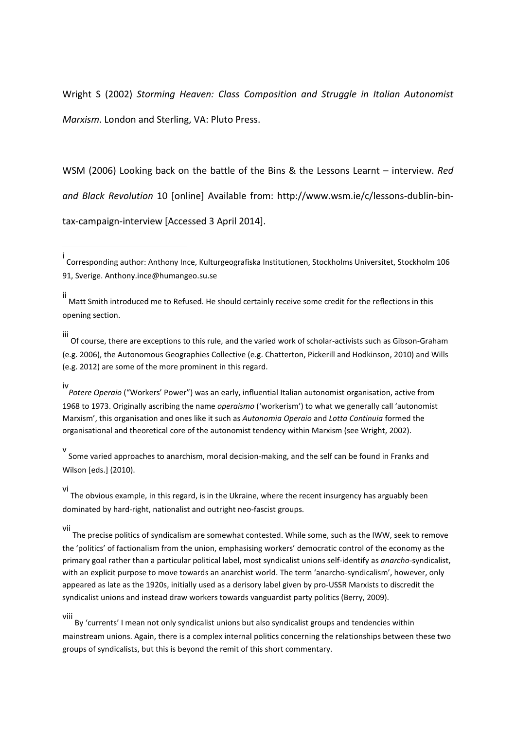Wright S (2002) *Storming Heaven: Class Composition and Struggle in Italian Autonomist Marxism*. London and Sterling, VA: Pluto Press.

WSM (2006) Looking back on the battle of the Bins & the Lessons Learnt – interview. *Red and Black Revolution* 10 [online] Available from: http://www.wsm.ie/c/lessons-dublin-bin-tax-campaign-interview [Accessed 3 April 2014].

---

[i] Corresponding author: Anthony Ince, Kulturgeografiska Institutionen, Stockholms Universitet, Stockholm 106 91, Sverige. Anthony.ince@humangeo.su.se

[ii] Matt Smith introduced me to Refused. He should certainly receive some credit for the reflections in this opening section.

[iii] Of course, there are exceptions to this rule, and the varied work of scholar-activists such as Gibson-Graham (e.g. 2006), the Autonomous Geographies Collective (e.g. Chatterton, Pickerill and Hodkinson, 2010) and Wills (e.g. 2012) are some of the more prominent in this regard.

[iv] *Potere Operaio* ("Workers' Power") was an early, influential Italian autonomist organisation, active from 1968 to 1973. Originally ascribing the name *operaismo* ('workerism') to what we generally call 'autonomist Marxism', this organisation and ones like it such as *Autonomia Operaio* and *Lotta Continuia* formed the organisational and theoretical core of the autonomist tendency within Marxism (see Wright, 2002).

[v] Some varied approaches to anarchism, moral decision-making, and the self can be found in Franks and Wilson [eds.] (2010).

[vi] The obvious example, in this regard, is in the Ukraine, where the recent insurgency has arguably been dominated by hard-right, nationalist and outright neo-fascist groups.

[vii] The precise politics of syndicalism are somewhat contested. While some, such as the IWW, seek to remove the 'politics' of factionalism from the union, emphasising workers' democratic control of the economy as the primary goal rather than a particular political label, most syndicalist unions self-identify as *anarcho*-syndicalist, with an explicit purpose to move towards an anarchist world. The term 'anarcho-syndicalism', however, only appeared as late as the 1920s, initially used as a derisory label given by pro-USSR Marxists to discredit the syndicalist unions and instead draw workers towards vanguardist party politics (Berry, 2009).

[viii] By 'currents' I mean not only syndicalist unions but also syndicalist groups and tendencies within mainstream unions. Again, there is a complex internal politics concerning the relationships between these two groups of syndicalists, but this is beyond the remit of this short commentary.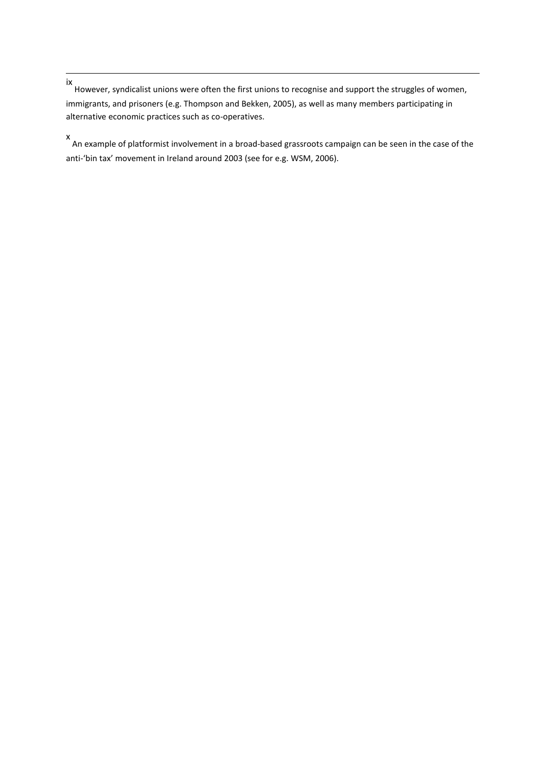---

[ix] However, syndicalist unions were often the first unions to recognise and support the struggles of women, immigrants, and prisoners (e.g. Thompson and Bekken, 2005), as well as many members participating in alternative economic practices such as co-operatives.

[x] An example of platformist involvement in a broad-based grassroots campaign can be seen in the case of the anti-'bin tax' movement in Ireland around 2003 (see for e.g. WSM, 2006).